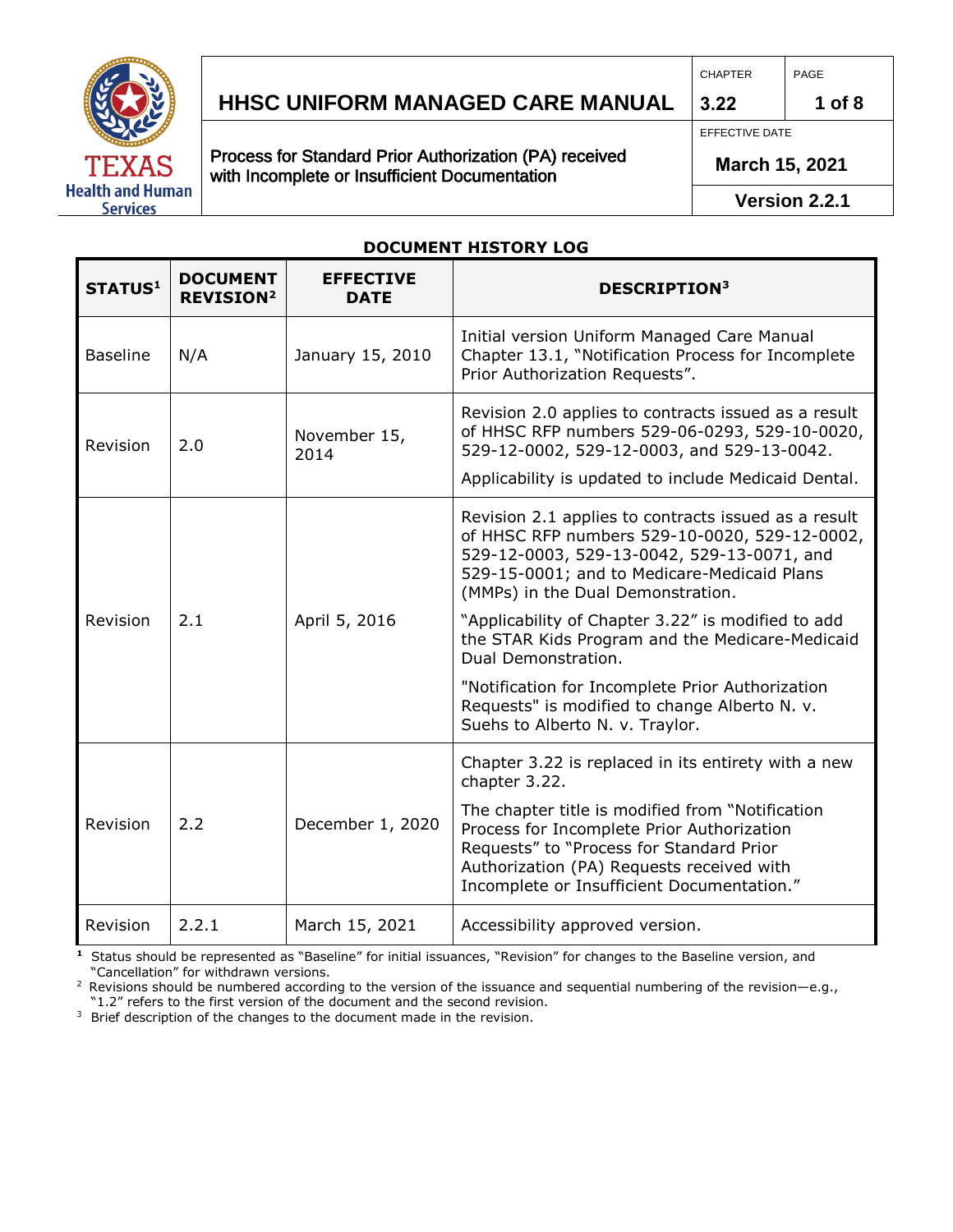# HHSC UNIFORM MANAGED CARE MANUAL

| CHAPTER | PAGE |
|---|---|
| 3.22 | 1 of 8 |

**Process for Standard Prior Authorization (PA) received with Incomplete or Insufficient Documentation**

EFFECTIVE DATE: **March 15, 2021**

**Version 2.2.1**

## DOCUMENT HISTORY LOG

| STATUS[1] | DOCUMENT REVISION[2] | EFFECTIVE DATE | DESCRIPTION[3] |
|---|---|---|---|
| Baseline | N/A | January 15, 2010 | Initial version Uniform Managed Care Manual Chapter 13.1, "Notification Process for Incomplete Prior Authorization Requests". |
| Revision | 2.0 | November 15, 2014 | Revision 2.0 applies to contracts issued as a result of HHSC RFP numbers 529-06-0293, 529-10-0020, 529-12-0002, 529-12-0003, and 529-13-0042.<br><br>Applicability is updated to include Medicaid Dental. |
| Revision | 2.1 | April 5, 2016 | Revision 2.1 applies to contracts issued as a result of HHSC RFP numbers 529-10-0020, 529-12-0002, 529-12-0003, 529-13-0042, 529-13-0071, and 529-15-0001; and to Medicare-Medicaid Plans (MMPs) in the Dual Demonstration.<br><br>"Applicability of Chapter 3.22" is modified to add the STAR Kids Program and the Medicare-Medicaid Dual Demonstration.<br><br>"Notification for Incomplete Prior Authorization Requests" is modified to change Alberto N. v. Suehs to Alberto N. v. Traylor. |
| Revision | 2.2 | December 1, 2020 | Chapter 3.22 is replaced in its entirety with a new chapter 3.22.<br><br>The chapter title is modified from "Notification Process for Incomplete Prior Authorization Requests" to "Process for Standard Prior Authorization (PA) Requests received with Incomplete or Insufficient Documentation." |
| Revision | 2.2.1 | March 15, 2021 | Accessibility approved version. |

[1] Status should be represented as "Baseline" for initial issuances, "Revision" for changes to the Baseline version, and "Cancellation" for withdrawn versions.

[2] Revisions should be numbered according to the version of the issuance and sequential numbering of the revision—e.g., "1.2" refers to the first version of the document and the second revision.

[3] Brief description of the changes to the document made in the revision.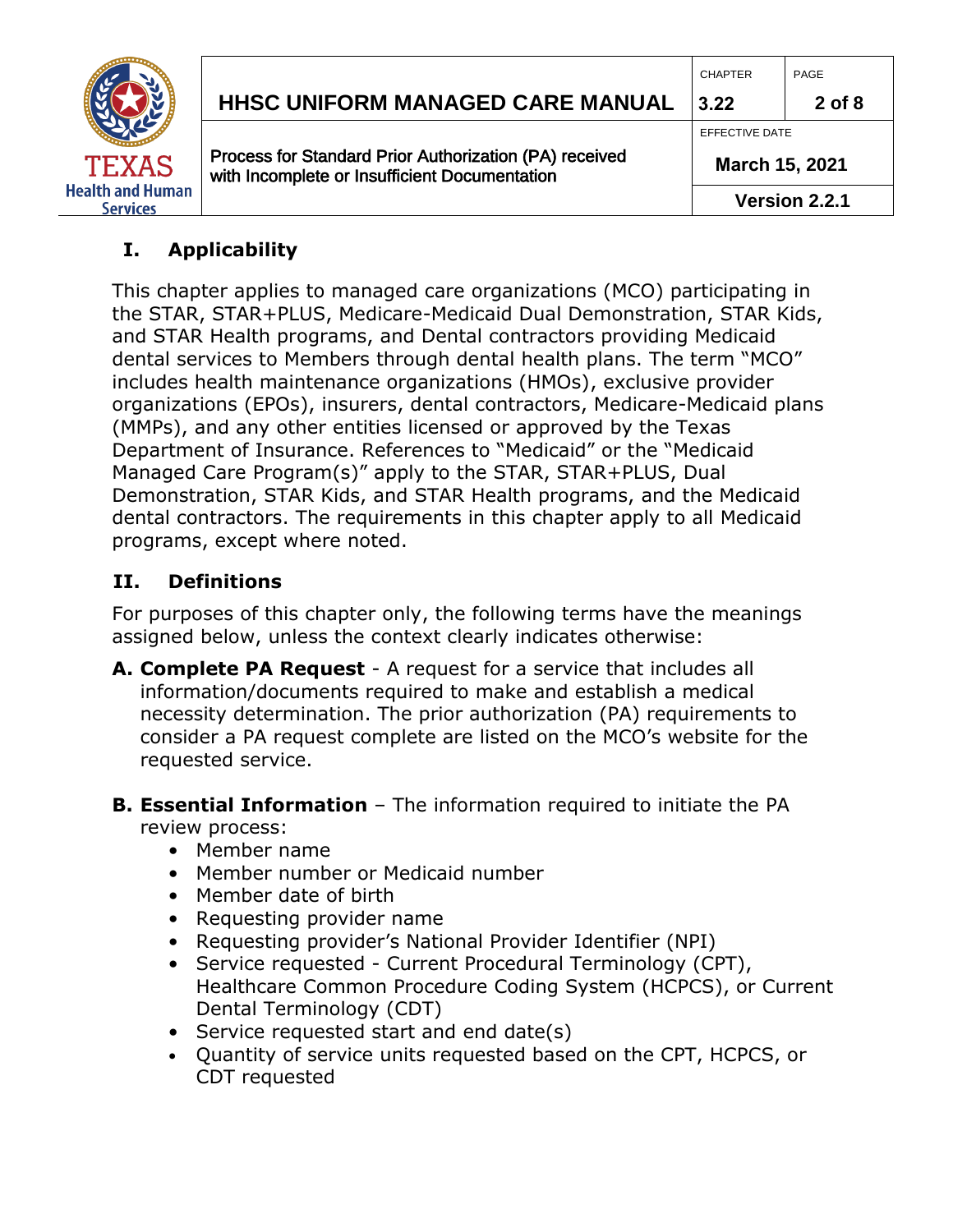## I. Applicability

This chapter applies to managed care organizations (MCO) participating in the STAR, STAR+PLUS, Medicare-Medicaid Dual Demonstration, STAR Kids, and STAR Health programs, and Dental contractors providing Medicaid dental services to Members through dental health plans. The term "MCO" includes health maintenance organizations (HMOs), exclusive provider organizations (EPOs), insurers, dental contractors, Medicare-Medicaid plans (MMPs), and any other entities licensed or approved by the Texas Department of Insurance. References to "Medicaid" or the "Medicaid Managed Care Program(s)" apply to the STAR, STAR+PLUS, Dual Demonstration, STAR Kids, and STAR Health programs, and the Medicaid dental contractors. The requirements in this chapter apply to all Medicaid programs, except where noted.

## II. Definitions

For purposes of this chapter only, the following terms have the meanings assigned below, unless the context clearly indicates otherwise:

**A. Complete PA Request** - A request for a service that includes all information/documents required to make and establish a medical necessity determination. The prior authorization (PA) requirements to consider a PA request complete are listed on the MCO's website for the requested service.

**B. Essential Information** – The information required to initiate the PA review process:

- Member name
- Member number or Medicaid number
- Member date of birth
- Requesting provider name
- Requesting provider's National Provider Identifier (NPI)
- Service requested - Current Procedural Terminology (CPT), Healthcare Common Procedure Coding System (HCPCS), or Current Dental Terminology (CDT)
- Service requested start and end date(s)
- Quantity of service units requested based on the CPT, HCPCS, or CDT requested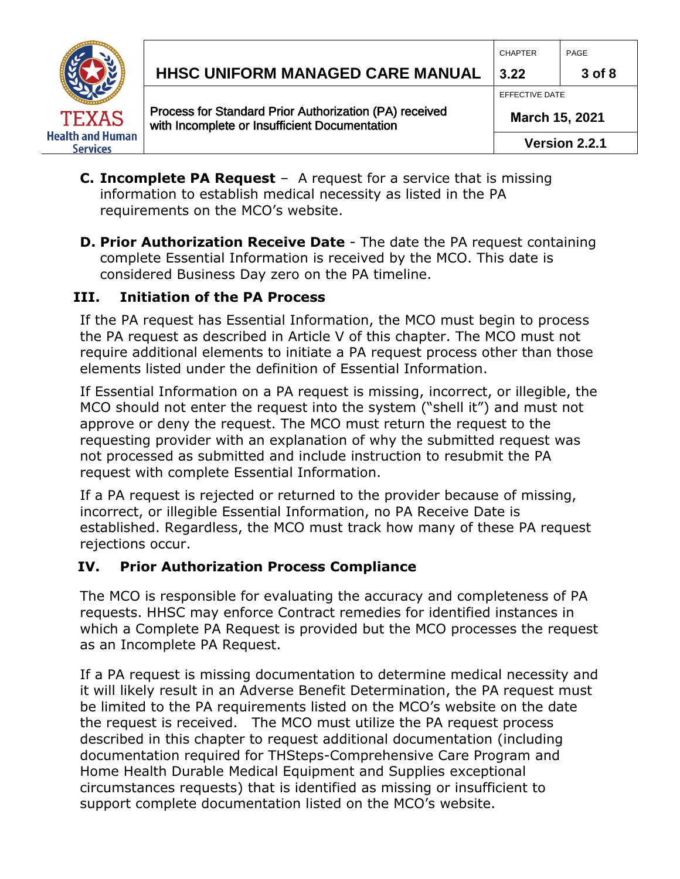**C. Incomplete PA Request** – A request for a service that is missing information to establish medical necessity as listed in the PA requirements on the MCO's website.

**D. Prior Authorization Receive Date** - The date the PA request containing complete Essential Information is received by the MCO. This date is considered Business Day zero on the PA timeline.

## III. Initiation of the PA Process

If the PA request has Essential Information, the MCO must begin to process the PA request as described in Article V of this chapter. The MCO must not require additional elements to initiate a PA request process other than those elements listed under the definition of Essential Information.

If Essential Information on a PA request is missing, incorrect, or illegible, the MCO should not enter the request into the system ("shell it") and must not approve or deny the request. The MCO must return the request to the requesting provider with an explanation of why the submitted request was not processed as submitted and include instruction to resubmit the PA request with complete Essential Information.

If a PA request is rejected or returned to the provider because of missing, incorrect, or illegible Essential Information, no PA Receive Date is established. Regardless, the MCO must track how many of these PA request rejections occur.

## IV. Prior Authorization Process Compliance

The MCO is responsible for evaluating the accuracy and completeness of PA requests. HHSC may enforce Contract remedies for identified instances in which a Complete PA Request is provided but the MCO processes the request as an Incomplete PA Request.

If a PA request is missing documentation to determine medical necessity and it will likely result in an Adverse Benefit Determination, the PA request must be limited to the PA requirements listed on the MCO's website on the date the request is received. The MCO must utilize the PA request process described in this chapter to request additional documentation (including documentation required for THSteps-Comprehensive Care Program and Home Health Durable Medical Equipment and Supplies exceptional circumstances requests) that is identified as missing or insufficient to support complete documentation listed on the MCO's website.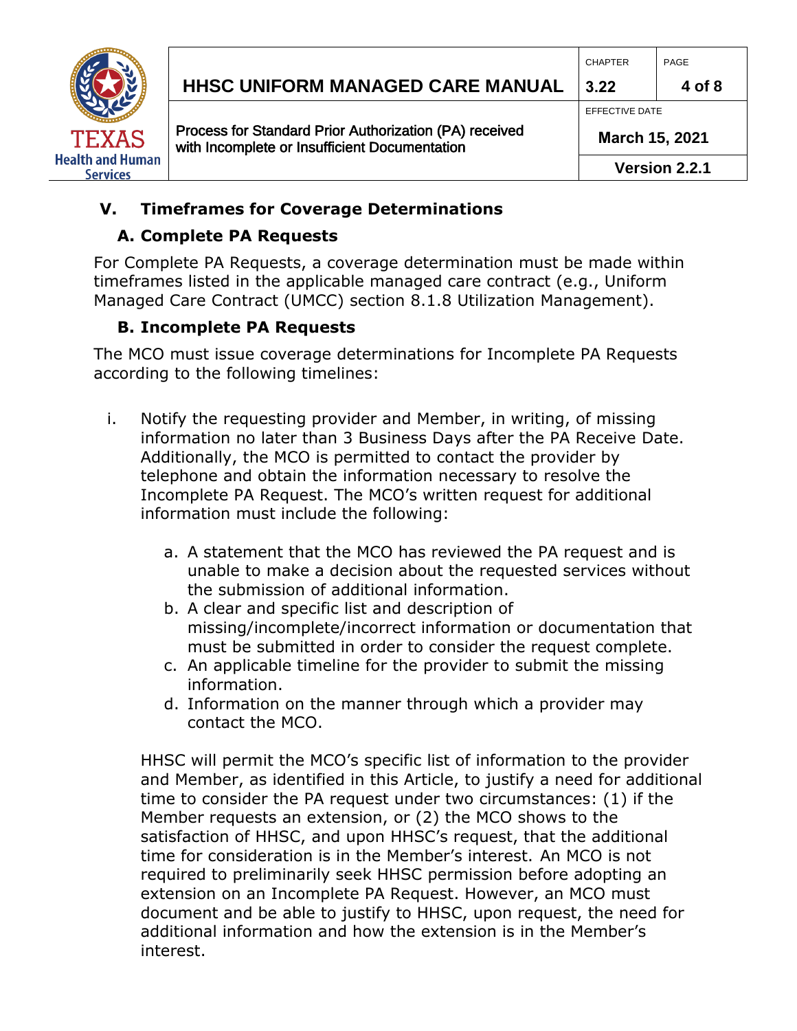## V. Timeframes for Coverage Determinations

### A. Complete PA Requests

For Complete PA Requests, a coverage determination must be made within timeframes listed in the applicable managed care contract (e.g., Uniform Managed Care Contract (UMCC) section 8.1.8 Utilization Management).

### B. Incomplete PA Requests

The MCO must issue coverage determinations for Incomplete PA Requests according to the following timelines:

i. Notify the requesting provider and Member, in writing, of missing information no later than 3 Business Days after the PA Receive Date. Additionally, the MCO is permitted to contact the provider by telephone and obtain the information necessary to resolve the Incomplete PA Request. The MCO's written request for additional information must include the following:

   a. A statement that the MCO has reviewed the PA request and is unable to make a decision about the requested services without the submission of additional information.
   b. A clear and specific list and description of missing/incomplete/incorrect information or documentation that must be submitted in order to consider the request complete.
   c. An applicable timeline for the provider to submit the missing information.
   d. Information on the manner through which a provider may contact the MCO.

   HHSC will permit the MCO's specific list of information to the provider and Member, as identified in this Article, to justify a need for additional time to consider the PA request under two circumstances: (1) if the Member requests an extension, or (2) the MCO shows to the satisfaction of HHSC, and upon HHSC's request, that the additional time for consideration is in the Member's interest. An MCO is not required to preliminarily seek HHSC permission before adopting an extension on an Incomplete PA Request. However, an MCO must document and be able to justify to HHSC, upon request, the need for additional information and how the extension is in the Member's interest.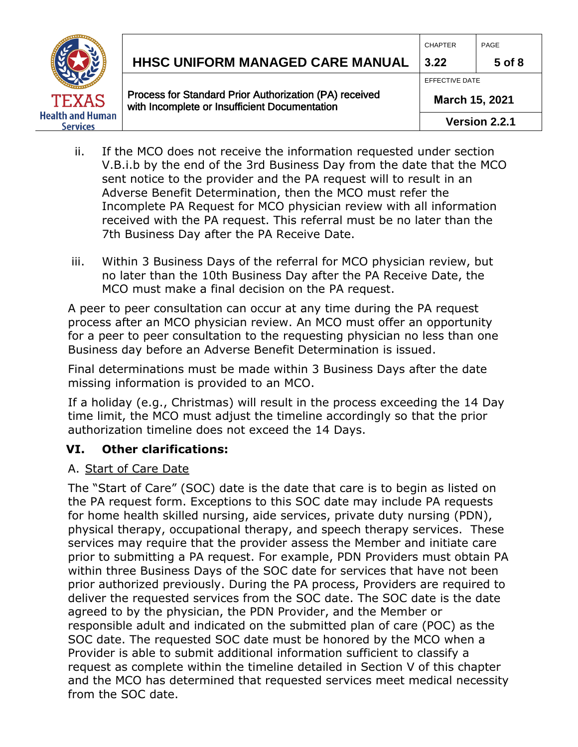ii. If the MCO does not receive the information requested under section V.B.i.b by the end of the 3rd Business Day from the date that the MCO sent notice to the provider and the PA request will to result in an Adverse Benefit Determination, then the MCO must refer the Incomplete PA Request for MCO physician review with all information received with the PA request. This referral must be no later than the 7th Business Day after the PA Receive Date.

iii. Within 3 Business Days of the referral for MCO physician review, but no later than the 10th Business Day after the PA Receive Date, the MCO must make a final decision on the PA request.

A peer to peer consultation can occur at any time during the PA request process after an MCO physician review. An MCO must offer an opportunity for a peer to peer consultation to the requesting physician no less than one Business day before an Adverse Benefit Determination is issued.

Final determinations must be made within 3 Business Days after the date missing information is provided to an MCO.

If a holiday (e.g., Christmas) will result in the process exceeding the 14 Day time limit, the MCO must adjust the timeline accordingly so that the prior authorization timeline does not exceed the 14 Days.

## VI. Other clarifications:

A. Start of Care Date

The "Start of Care" (SOC) date is the date that care is to begin as listed on the PA request form. Exceptions to this SOC date may include PA requests for home health skilled nursing, aide services, private duty nursing (PDN), physical therapy, occupational therapy, and speech therapy services. These services may require that the provider assess the Member and initiate care prior to submitting a PA request. For example, PDN Providers must obtain PA within three Business Days of the SOC date for services that have not been prior authorized previously. During the PA process, Providers are required to deliver the requested services from the SOC date. The SOC date is the date agreed to by the physician, the PDN Provider, and the Member or responsible adult and indicated on the submitted plan of care (POC) as the SOC date. The requested SOC date must be honored by the MCO when a Provider is able to submit additional information sufficient to classify a request as complete within the timeline detailed in Section V of this chapter and the MCO has determined that requested services meet medical necessity from the SOC date.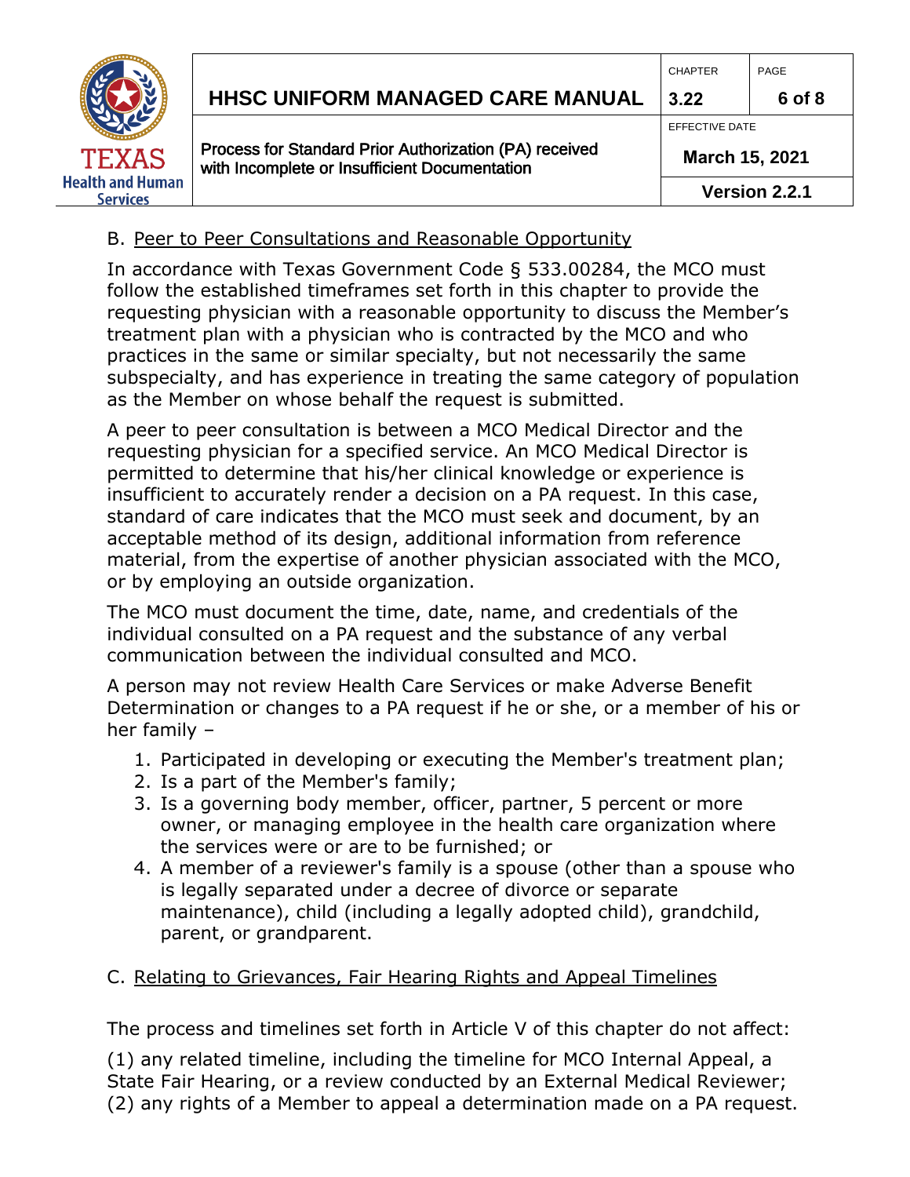### B. Peer to Peer Consultations and Reasonable Opportunity

In accordance with Texas Government Code § 533.00284, the MCO must follow the established timeframes set forth in this chapter to provide the requesting physician with a reasonable opportunity to discuss the Member's treatment plan with a physician who is contracted by the MCO and who practices in the same or similar specialty, but not necessarily the same subspecialty, and has experience in treating the same category of population as the Member on whose behalf the request is submitted.

A peer to peer consultation is between a MCO Medical Director and the requesting physician for a specified service. An MCO Medical Director is permitted to determine that his/her clinical knowledge or experience is insufficient to accurately render a decision on a PA request. In this case, standard of care indicates that the MCO must seek and document, by an acceptable method of its design, additional information from reference material, from the expertise of another physician associated with the MCO, or by employing an outside organization.

The MCO must document the time, date, name, and credentials of the individual consulted on a PA request and the substance of any verbal communication between the individual consulted and MCO.

A person may not review Health Care Services or make Adverse Benefit Determination or changes to a PA request if he or she, or a member of his or her family –

1. Participated in developing or executing the Member's treatment plan;
2. Is a part of the Member's family;
3. Is a governing body member, officer, partner, 5 percent or more owner, or managing employee in the health care organization where the services were or are to be furnished; or
4. A member of a reviewer's family is a spouse (other than a spouse who is legally separated under a decree of divorce or separate maintenance), child (including a legally adopted child), grandchild, parent, or grandparent.

### C. Relating to Grievances, Fair Hearing Rights and Appeal Timelines

The process and timelines set forth in Article V of this chapter do not affect:

(1) any related timeline, including the timeline for MCO Internal Appeal, a State Fair Hearing, or a review conducted by an External Medical Reviewer;
(2) any rights of a Member to appeal a determination made on a PA request.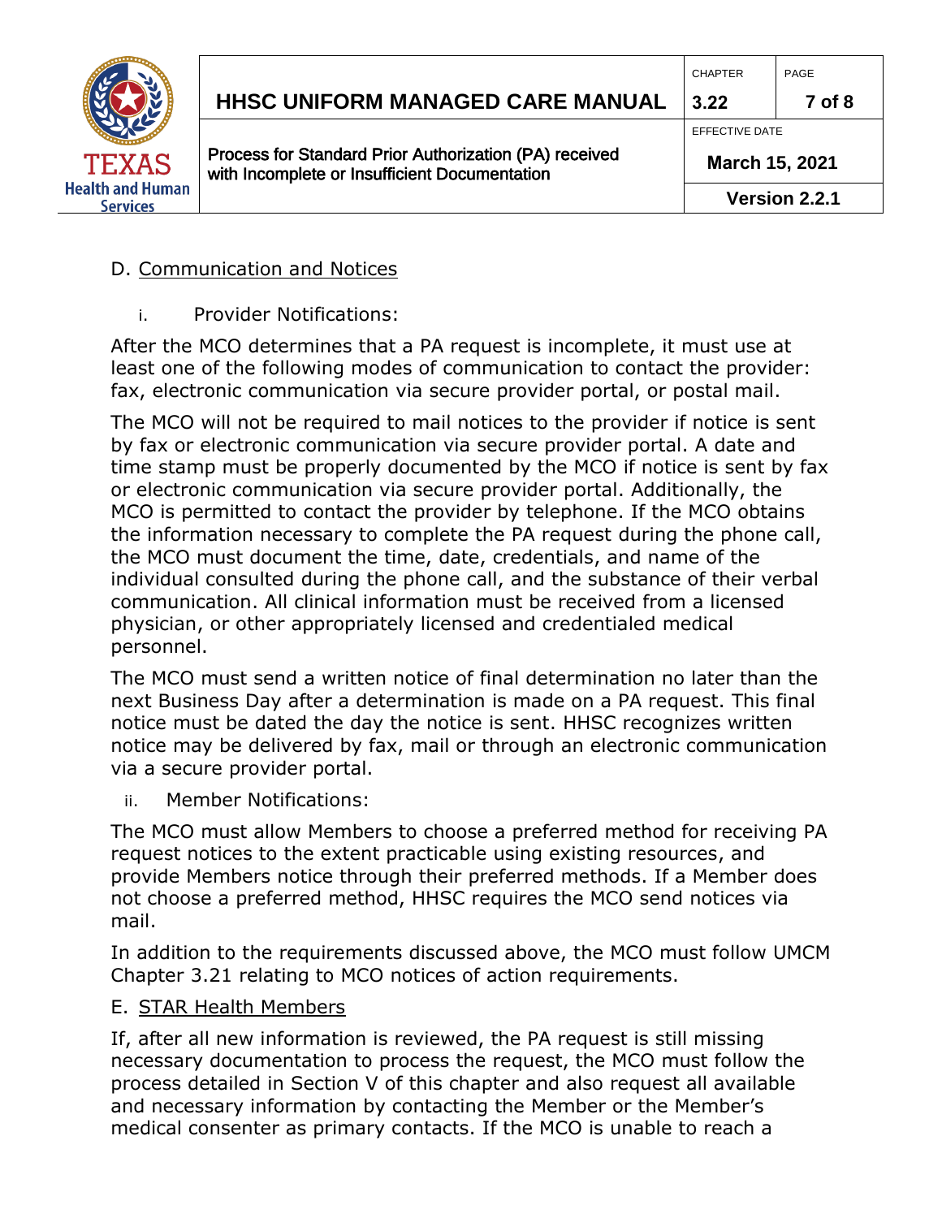D. Communication and Notices

i. Provider Notifications:

After the MCO determines that a PA request is incomplete, it must use at least one of the following modes of communication to contact the provider: fax, electronic communication via secure provider portal, or postal mail.

The MCO will not be required to mail notices to the provider if notice is sent by fax or electronic communication via secure provider portal. A date and time stamp must be properly documented by the MCO if notice is sent by fax or electronic communication via secure provider portal. Additionally, the MCO is permitted to contact the provider by telephone. If the MCO obtains the information necessary to complete the PA request during the phone call, the MCO must document the time, date, credentials, and name of the individual consulted during the phone call, and the substance of their verbal communication. All clinical information must be received from a licensed physician, or other appropriately licensed and credentialed medical personnel.

The MCO must send a written notice of final determination no later than the next Business Day after a determination is made on a PA request. This final notice must be dated the day the notice is sent. HHSC recognizes written notice may be delivered by fax, mail or through an electronic communication via a secure provider portal.

ii. Member Notifications:

The MCO must allow Members to choose a preferred method for receiving PA request notices to the extent practicable using existing resources, and provide Members notice through their preferred methods. If a Member does not choose a preferred method, HHSC requires the MCO send notices via mail.

In addition to the requirements discussed above, the MCO must follow UMCM Chapter 3.21 relating to MCO notices of action requirements.

E. STAR Health Members

If, after all new information is reviewed, the PA request is still missing necessary documentation to process the request, the MCO must follow the process detailed in Section V of this chapter and also request all available and necessary information by contacting the Member or the Member's medical consenter as primary contacts. If the MCO is unable to reach a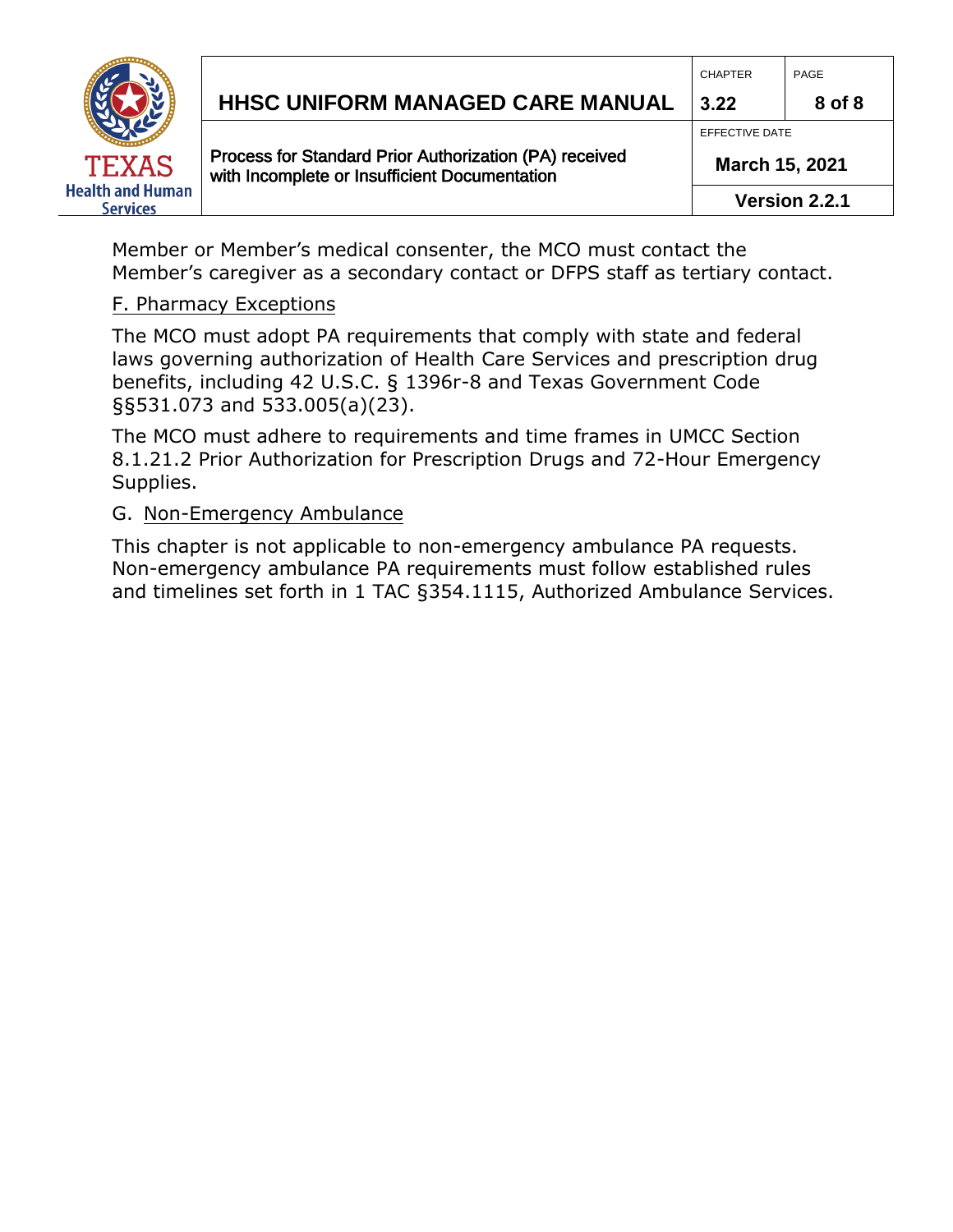Member or Member's medical consenter, the MCO must contact the Member's caregiver as a secondary contact or DFPS staff as tertiary contact.

F. Pharmacy Exceptions

The MCO must adopt PA requirements that comply with state and federal laws governing authorization of Health Care Services and prescription drug benefits, including 42 U.S.C. § 1396r-8 and Texas Government Code §§531.073 and 533.005(a)(23).

The MCO must adhere to requirements and time frames in UMCC Section 8.1.21.2 Prior Authorization for Prescription Drugs and 72-Hour Emergency Supplies.

G. Non-Emergency Ambulance

This chapter is not applicable to non-emergency ambulance PA requests. Non-emergency ambulance PA requirements must follow established rules and timelines set forth in 1 TAC §354.1115, Authorized Ambulance Services.